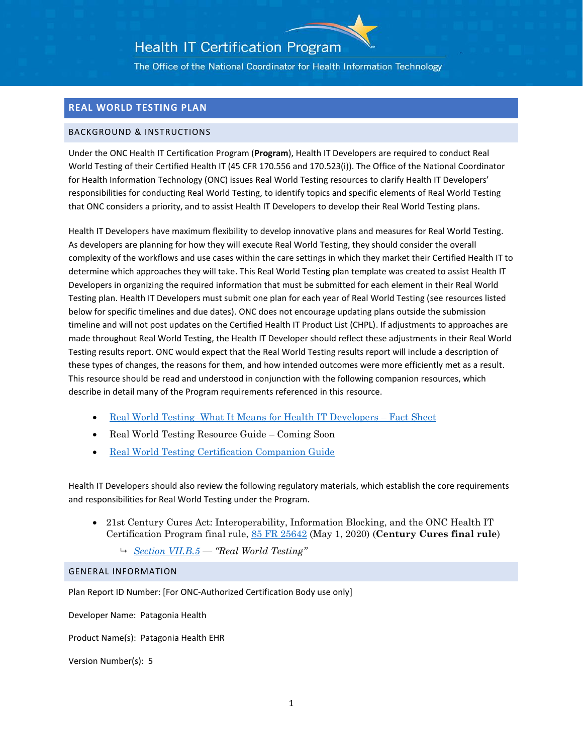Health IT Certification Program

The Office of the National Coordinator for Health Information Technology

## REAL WORLD TESTING PLAN

### BACKGROUND & INSTRUCTIONS

Under the ONC Health IT Certification Program (**Program**), Health IT Developers are required to conduct Real World Testing of their Certified Health IT (45 CFR 170.556 and 170.523(i)). The Office of the National Coordinator for Health Information Technology (ONC) issues Real World Testing resources to clarify Health IT Developers' responsibilities for conducting Real World Testing, to identify topics and specific elements of Real World Testing that ONC considers a priority, and to assist Health IT Developers to develop their Real World Testing plans.

Health IT Developers have maximum flexibility to develop innovative plans and measures for Real World Testing. As developers are planning for how they will execute Real World Testing, they should consider the overall complexity of the workflows and use cases within the care settings in which they market their Certified Health IT to determine which approaches they will take. This Real World Testing plan template was created to assist Health IT Developers in organizing the required information that must be submitted for each element in their Real World Testing plan. Health IT Developers must submit one plan for each year of Real World Testing (see resources listed below for specific timelines and due dates). ONC does not encourage updating plans outside the submission timeline and will not post updates on the Certified Health IT Product List (CHPL). If adjustments to approaches are made throughout Real World Testing, the Health IT Developer should reflect these adjustments in their Real World Testing results report. ONC would expect that the Real World Testing results report will include a description of these types of changes, the reasons for them, and how intended outcomes were more efficiently met as a result. This resource should be read and understood in conjunction with the following companion resources, which describe in detail many of the Program requirements referenced in this resource.

- Real World Testing–What It Means for Health IT Developers – Fact Sheet
- Real World Testing Resource Guide – Coming Soon
- Real World Testing Certification Companion Guide

Health IT Developers should also review the following regulatory materials, which establish the core requirements and responsibilities for Real World Testing under the Program.

- 21st Century Cures Act: Interoperability, Information Blocking, and the ONC Health IT Certification Program final rule, 85 FR 25642 (May 1, 2020) (**Century Cures final rule**)
  - ↳ *Section VII.B.5* — *"Real World Testing"*

### GENERAL INFORMATION

Plan Report ID Number: [For ONC-Authorized Certification Body use only]

Developer Name: Patagonia Health

Product Name(s): Patagonia Health EHR

Version Number(s): 5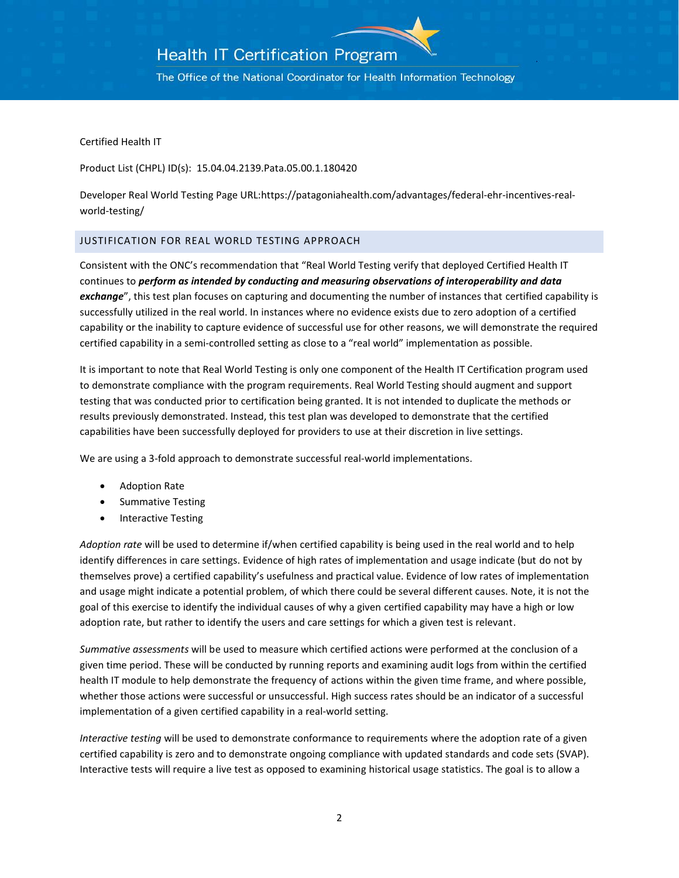Certified Health IT

Product List (CHPL) ID(s): 15.04.04.2139.Pata.05.00.1.180420

Developer Real World Testing Page URL:https://patagoniahealth.com/advantages/federal-ehr-incentives-real-world-testing/

## JUSTIFICATION FOR REAL WORLD TESTING APPROACH

Consistent with the ONC's recommendation that "Real World Testing verify that deployed Certified Health IT continues to ***perform as intended by conducting and measuring observations of interoperability and data exchange***", this test plan focuses on capturing and documenting the number of instances that certified capability is successfully utilized in the real world. In instances where no evidence exists due to zero adoption of a certified capability or the inability to capture evidence of successful use for other reasons, we will demonstrate the required certified capability in a semi-controlled setting as close to a "real world" implementation as possible.

It is important to note that Real World Testing is only one component of the Health IT Certification program used to demonstrate compliance with the program requirements. Real World Testing should augment and support testing that was conducted prior to certification being granted. It is not intended to duplicate the methods or results previously demonstrated. Instead, this test plan was developed to demonstrate that the certified capabilities have been successfully deployed for providers to use at their discretion in live settings.

We are using a 3-fold approach to demonstrate successful real-world implementations.

- Adoption Rate
- Summative Testing
- Interactive Testing

*Adoption rate* will be used to determine if/when certified capability is being used in the real world and to help identify differences in care settings. Evidence of high rates of implementation and usage indicate (but do not by themselves prove) a certified capability's usefulness and practical value. Evidence of low rates of implementation and usage might indicate a potential problem, of which there could be several different causes. Note, it is not the goal of this exercise to identify the individual causes of why a given certified capability may have a high or low adoption rate, but rather to identify the users and care settings for which a given test is relevant.

*Summative assessments* will be used to measure which certified actions were performed at the conclusion of a given time period. These will be conducted by running reports and examining audit logs from within the certified health IT module to help demonstrate the frequency of actions within the given time frame, and where possible, whether those actions were successful or unsuccessful. High success rates should be an indicator of a successful implementation of a given certified capability in a real-world setting.

*Interactive testing* will be used to demonstrate conformance to requirements where the adoption rate of a given certified capability is zero and to demonstrate ongoing compliance with updated standards and code sets (SVAP). Interactive tests will require a live test as opposed to examining historical usage statistics. The goal is to allow a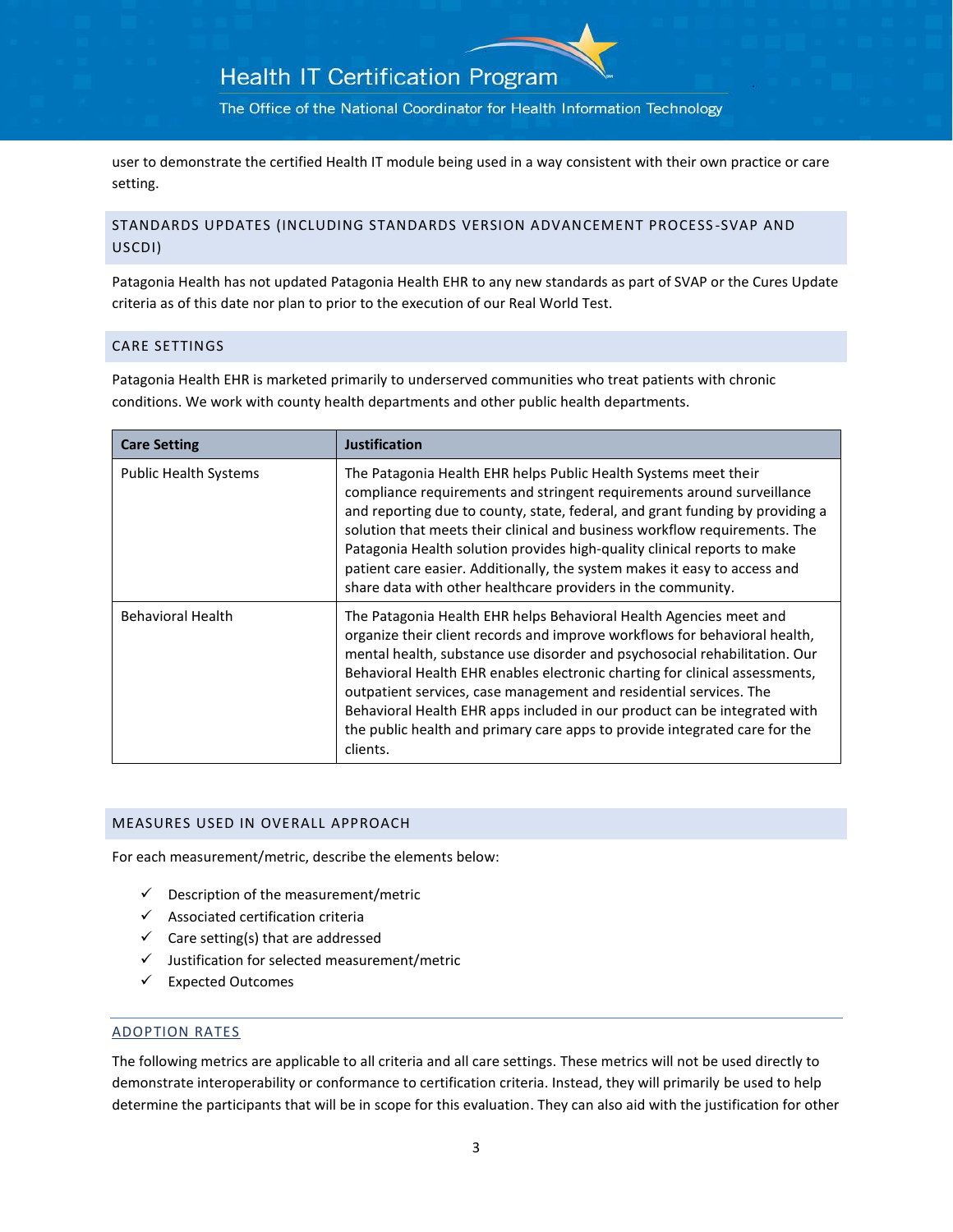user to demonstrate the certified Health IT module being used in a way consistent with their own practice or care setting.

## STANDARDS UPDATES (INCLUDING STANDARDS VERSION ADVANCEMENT PROCESS-SVAP AND USCDI)

Patagonia Health has not updated Patagonia Health EHR to any new standards as part of SVAP or the Cures Update criteria as of this date nor plan to prior to the execution of our Real World Test.

## CARE SETTINGS

Patagonia Health EHR is marketed primarily to underserved communities who treat patients with chronic conditions. We work with county health departments and other public health departments.

| Care Setting | Justification |
|---|---|
| Public Health Systems | The Patagonia Health EHR helps Public Health Systems meet their compliance requirements and stringent requirements around surveillance and reporting due to county, state, federal, and grant funding by providing a solution that meets their clinical and business workflow requirements. The Patagonia Health solution provides high-quality clinical reports to make patient care easier. Additionally, the system makes it easy to access and share data with other healthcare providers in the community. |
| Behavioral Health | The Patagonia Health EHR helps Behavioral Health Agencies meet and organize their client records and improve workflows for behavioral health, mental health, substance use disorder and psychosocial rehabilitation. Our Behavioral Health EHR enables electronic charting for clinical assessments, outpatient services, case management and residential services. The Behavioral Health EHR apps included in our product can be integrated with the public health and primary care apps to provide integrated care for the clients. |

## MEASURES USED IN OVERALL APPROACH

For each measurement/metric, describe the elements below:

- ✓ Description of the measurement/metric
- ✓ Associated certification criteria
- ✓ Care setting(s) that are addressed
- ✓ Justification for selected measurement/metric
- ✓ Expected Outcomes

### ADOPTION RATES

The following metrics are applicable to all criteria and all care settings. These metrics will not be used directly to demonstrate interoperability or conformance to certification criteria. Instead, they will primarily be used to help determine the participants that will be in scope for this evaluation. They can also aid with the justification for other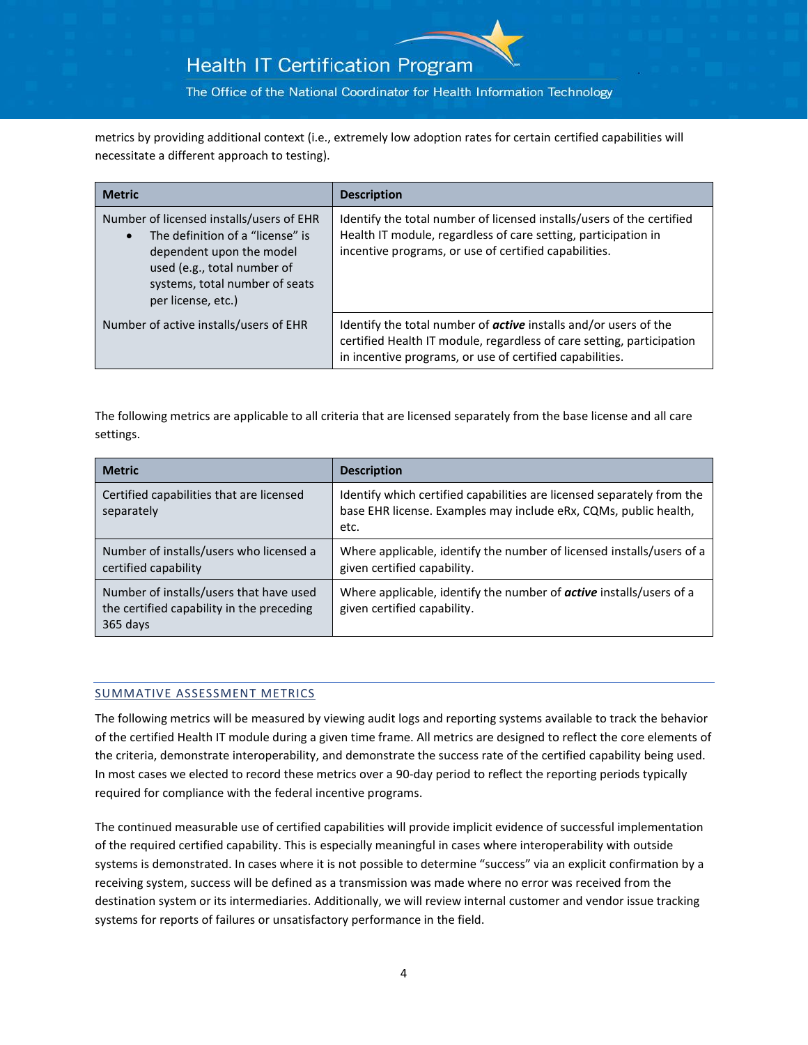metrics by providing additional context (i.e., extremely low adoption rates for certain certified capabilities will necessitate a different approach to testing).

| Metric | Description |
|---|---|
| Number of licensed installs/users of EHR<br>• The definition of a “license” is dependent upon the model used (e.g., total number of systems, total number of seats per license, etc.) | Identify the total number of licensed installs/users of the certified Health IT module, regardless of care setting, participation in incentive programs, or use of certified capabilities. |
| Number of active installs/users of EHR | Identify the total number of ***active*** installs and/or users of the certified Health IT module, regardless of care setting, participation in incentive programs, or use of certified capabilities. |

The following metrics are applicable to all criteria that are licensed separately from the base license and all care settings.

| Metric | Description |
|---|---|
| Certified capabilities that are licensed separately | Identify which certified capabilities are licensed separately from the base EHR license. Examples may include eRx, CQMs, public health, etc. |
| Number of installs/users who licensed a certified capability | Where applicable, identify the number of licensed installs/users of a given certified capability. |
| Number of installs/users that have used the certified capability in the preceding 365 days | Where applicable, identify the number of ***active*** installs/users of a given certified capability. |

## SUMMATIVE ASSESSMENT METRICS

The following metrics will be measured by viewing audit logs and reporting systems available to track the behavior of the certified Health IT module during a given time frame. All metrics are designed to reflect the core elements of the criteria, demonstrate interoperability, and demonstrate the success rate of the certified capability being used. In most cases we elected to record these metrics over a 90-day period to reflect the reporting periods typically required for compliance with the federal incentive programs.

The continued measurable use of certified capabilities will provide implicit evidence of successful implementation of the required certified capability. This is especially meaningful in cases where interoperability with outside systems is demonstrated. In cases where it is not possible to determine “success” via an explicit confirmation by a receiving system, success will be defined as a transmission was made where no error was received from the destination system or its intermediaries. Additionally, we will review internal customer and vendor issue tracking systems for reports of failures or unsatisfactory performance in the field.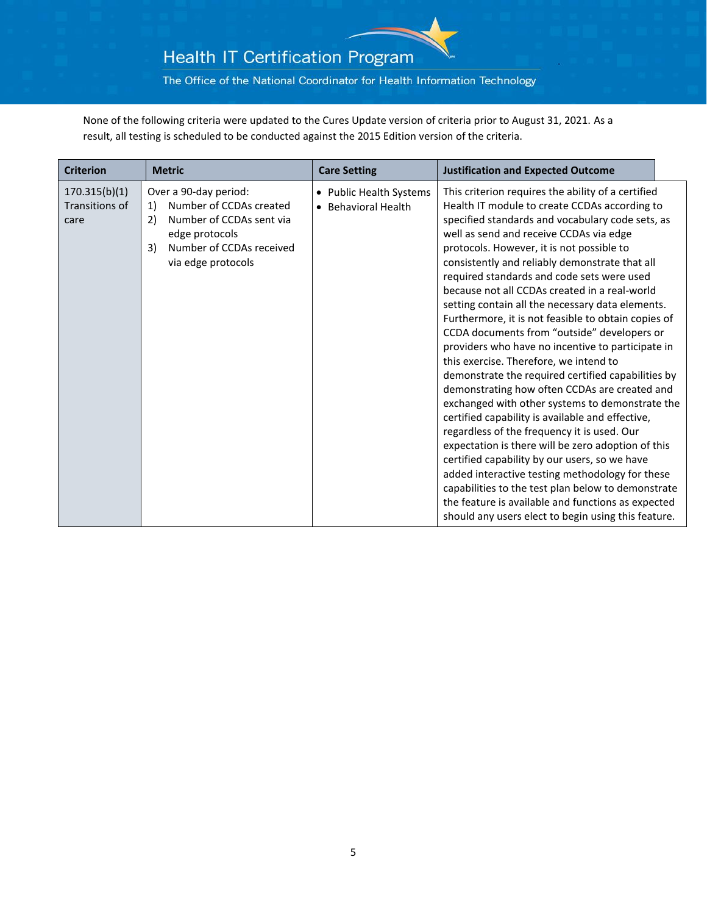None of the following criteria were updated to the Cures Update version of criteria prior to August 31, 2021. As a result, all testing is scheduled to be conducted against the 2015 Edition version of the criteria.

| Criterion | Metric | Care Setting | Justification and Expected Outcome |
|---|---|---|---|
| 170.315(b)(1) Transitions of care | Over a 90-day period:<br>1) Number of CCDAs created<br>2) Number of CCDAs sent via edge protocols<br>3) Number of CCDAs received via edge protocols | • Public Health Systems<br>• Behavioral Health | This criterion requires the ability of a certified Health IT module to create CCDAs according to specified standards and vocabulary code sets, as well as send and receive CCDAs via edge protocols. However, it is not possible to consistently and reliably demonstrate that all required standards and code sets were used because not all CCDAs created in a real-world setting contain all the necessary data elements. Furthermore, it is not feasible to obtain copies of CCDA documents from "outside" developers or providers who have no incentive to participate in this exercise. Therefore, we intend to demonstrate the required certified capabilities by demonstrating how often CCDAs are created and exchanged with other systems to demonstrate the certified capability is available and effective, regardless of the frequency it is used. Our expectation is there will be zero adoption of this certified capability by our users, so we have added interactive testing methodology for these capabilities to the test plan below to demonstrate the feature is available and functions as expected should any users elect to begin using this feature. |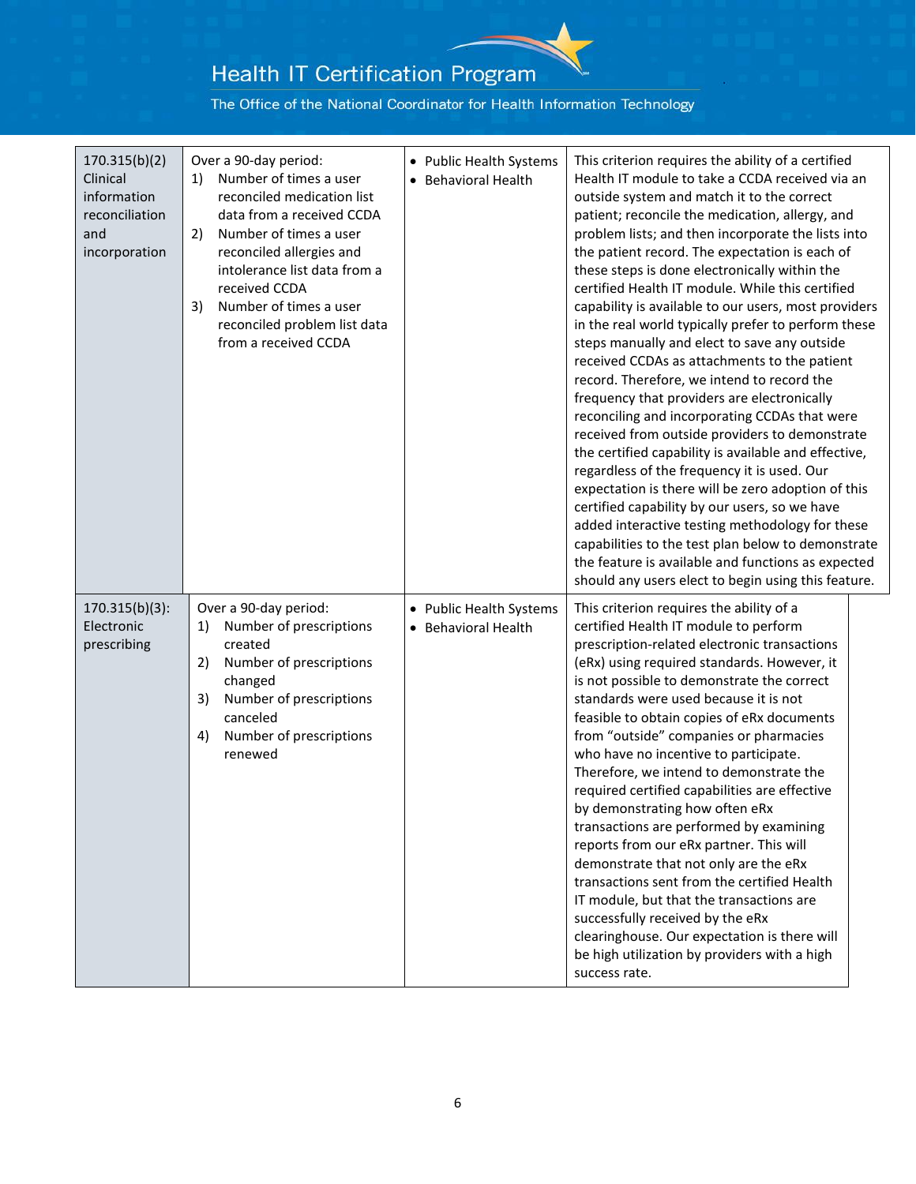| | | | |
|---|---|---|---|
| 170.315(b)(2) Clinical information reconciliation and incorporation | Over a 90-day period:<br>1) Number of times a user reconciled medication list data from a received CCDA<br>2) Number of times a user reconciled allergies and intolerance list data from a received CCDA<br>3) Number of times a user reconciled problem list data from a received CCDA | • Public Health Systems<br>• Behavioral Health | This criterion requires the ability of a certified Health IT module to take a CCDA received via an outside system and match it to the correct patient; reconcile the medication, allergy, and problem lists; and then incorporate the lists into the patient record. The expectation is each of these steps is done electronically within the certified Health IT module. While this certified capability is available to our users, most providers in the real world typically prefer to perform these steps manually and elect to save any outside received CCDAs as attachments to the patient record. Therefore, we intend to record the frequency that providers are electronically reconciling and incorporating CCDAs that were received from outside providers to demonstrate the certified capability is available and effective, regardless of the frequency it is used. Our expectation is there will be zero adoption of this certified capability by our users, so we have added interactive testing methodology for these capabilities to the test plan below to demonstrate the feature is available and functions as expected should any users elect to begin using this feature. |
| 170.315(b)(3): Electronic prescribing | Over a 90-day period:<br>1) Number of prescriptions created<br>2) Number of prescriptions changed<br>3) Number of prescriptions canceled<br>4) Number of prescriptions renewed | • Public Health Systems<br>• Behavioral Health | This criterion requires the ability of a certified Health IT module to perform prescription-related electronic transactions (eRx) using required standards. However, it is not possible to demonstrate the correct standards were used because it is not feasible to obtain copies of eRx documents from "outside" companies or pharmacies who have no incentive to participate. Therefore, we intend to demonstrate the required certified capabilities are effective by demonstrating how often eRx transactions are performed by examining reports from our eRx partner. This will demonstrate that not only are the eRx transactions sent from the certified Health IT module, but that the transactions are successfully received by the eRx clearinghouse. Our expectation is there will be high utilization by providers with a high success rate. |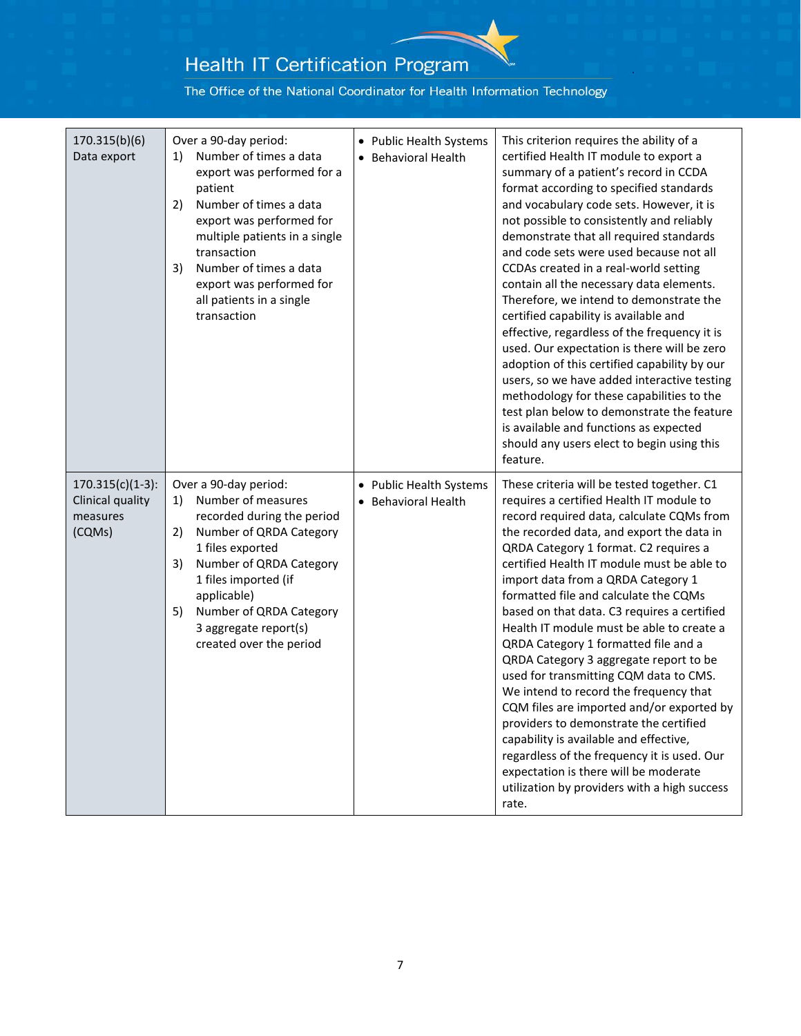| | | | |
|---|---|---|---|
| 170.315(b)(6) Data export | Over a 90-day period:<br>1) Number of times a data export was performed for a patient<br>2) Number of times a data export was performed for multiple patients in a single transaction<br>3) Number of times a data export was performed for all patients in a single transaction | • Public Health Systems<br>• Behavioral Health | This criterion requires the ability of a certified Health IT module to export a summary of a patient's record in CCDA format according to specified standards and vocabulary code sets. However, it is not possible to consistently and reliably demonstrate that all required standards and code sets were used because not all CCDAs created in a real-world setting contain all the necessary data elements. Therefore, we intend to demonstrate the certified capability is available and effective, regardless of the frequency it is used. Our expectation is there will be zero adoption of this certified capability by our users, so we have added interactive testing methodology for these capabilities to the test plan below to demonstrate the feature is available and functions as expected should any users elect to begin using this feature. |
| 170.315(c)(1-3): Clinical quality measures (CQMs) | Over a 90-day period:<br>1) Number of measures recorded during the period<br>2) Number of QRDA Category 1 files exported<br>3) Number of QRDA Category 1 files imported (if applicable)<br>5) Number of QRDA Category 3 aggregate report(s) created over the period | • Public Health Systems<br>• Behavioral Health | These criteria will be tested together. C1 requires a certified Health IT module to record required data, calculate CQMs from the recorded data, and export the data in QRDA Category 1 format. C2 requires a certified Health IT module must be able to import data from a QRDA Category 1 formatted file and calculate the CQMs based on that data. C3 requires a certified Health IT module must be able to create a QRDA Category 1 formatted file and a QRDA Category 3 aggregate report to be used for transmitting CQM data to CMS. We intend to record the frequency that CQM files are imported and/or exported by providers to demonstrate the certified capability is available and effective, regardless of the frequency it is used. Our expectation is there will be moderate utilization by providers with a high success rate. |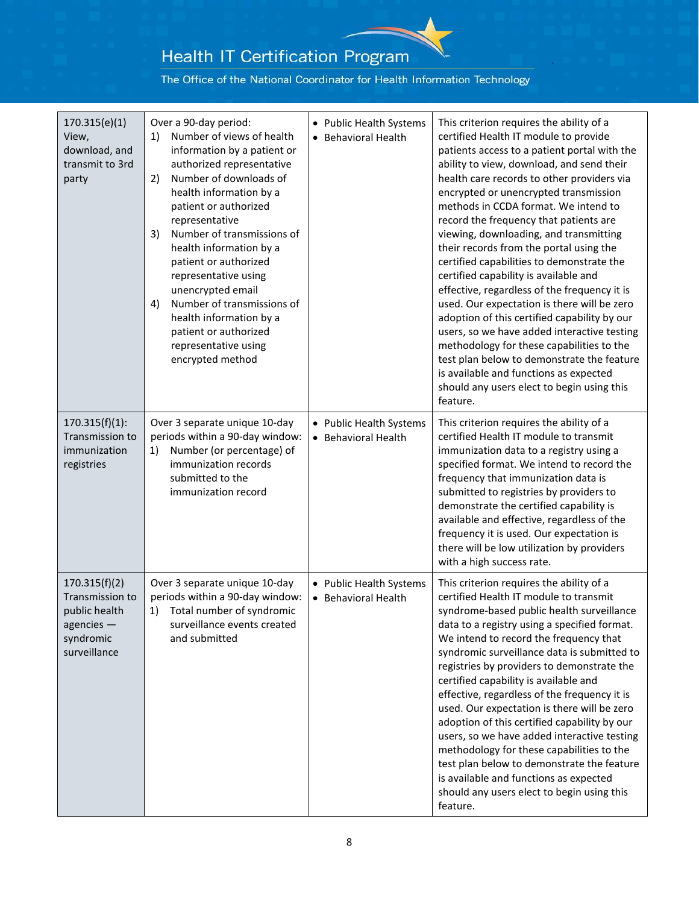| | | | |
|---|---|---|---|
| 170.315(e)(1) View, download, and transmit to 3rd party | Over a 90-day period:<br>1) Number of views of health information by a patient or authorized representative<br>2) Number of downloads of health information by a patient or authorized representative<br>3) Number of transmissions of health information by a patient or authorized representative using unencrypted email<br>4) Number of transmissions of health information by a patient or authorized representative using encrypted method | • Public Health Systems<br>• Behavioral Health | This criterion requires the ability of a certified Health IT module to provide patients access to a patient portal with the ability to view, download, and send their health care records to other providers via encrypted or unencrypted transmission methods in CCDA format. We intend to record the frequency that patients are viewing, downloading, and transmitting their records from the portal using the certified capabilities to demonstrate the certified capability is available and effective, regardless of the frequency it is used. Our expectation is there will be zero adoption of this certified capability by our users, so we have added interactive testing methodology for these capabilities to the test plan below to demonstrate the feature is available and functions as expected should any users elect to begin using this feature. |
| 170.315(f)(1): Transmission to immunization registries | Over 3 separate unique 10-day periods within a 90-day window:<br>1) Number (or percentage) of immunization records submitted to the immunization record | • Public Health Systems<br>• Behavioral Health | This criterion requires the ability of a certified Health IT module to transmit immunization data to a registry using a specified format. We intend to record the frequency that immunization data is submitted to registries by providers to demonstrate the certified capability is available and effective, regardless of the frequency it is used. Our expectation is there will be low utilization by providers with a high success rate. |
| 170.315(f)(2) Transmission to public health agencies — syndromic surveillance | Over 3 separate unique 10-day periods within a 90-day window:<br>1) Total number of syndromic surveillance events created and submitted | • Public Health Systems<br>• Behavioral Health | This criterion requires the ability of a certified Health IT module to transmit syndrome-based public health surveillance data to a registry using a specified format. We intend to record the frequency that syndromic surveillance data is submitted to registries by providers to demonstrate the certified capability is available and effective, regardless of the frequency it is used. Our expectation is there will be zero adoption of this certified capability by our users, so we have added interactive testing methodology for these capabilities to the test plan below to demonstrate the feature is available and functions as expected should any users elect to begin using this feature. |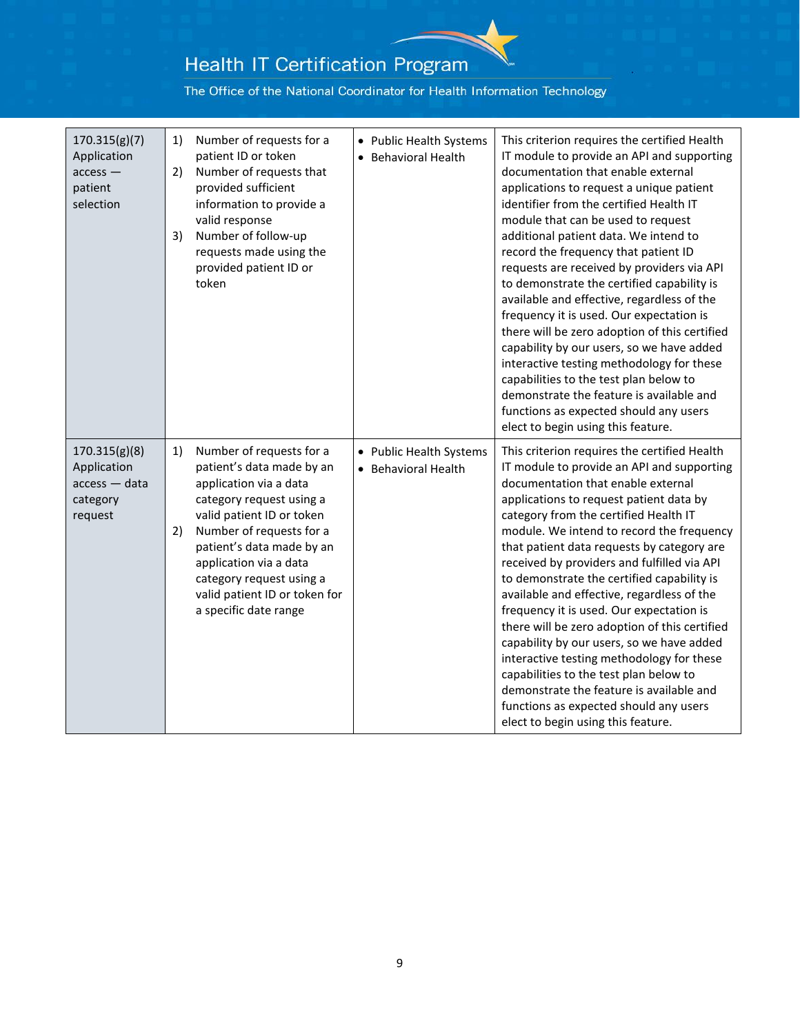| | | | |
|---|---|---|---|
| 170.315(g)(7) Application access — patient selection | 1) Number of requests for a patient ID or token<br>2) Number of requests that provided sufficient information to provide a valid response<br>3) Number of follow-up requests made using the provided patient ID or token | • Public Health Systems<br>• Behavioral Health | This criterion requires the certified Health IT module to provide an API and supporting documentation that enable external applications to request a unique patient identifier from the certified Health IT module that can be used to request additional patient data. We intend to record the frequency that patient ID requests are received by providers via API to demonstrate the certified capability is available and effective, regardless of the frequency it is used. Our expectation is there will be zero adoption of this certified capability by our users, so we have added interactive testing methodology for these capabilities to the test plan below to demonstrate the feature is available and functions as expected should any users elect to begin using this feature. |
| 170.315(g)(8) Application access — data category request | 1) Number of requests for a patient's data made by an application via a data category request using a valid patient ID or token<br>2) Number of requests for a patient's data made by an application via a data category request using a valid patient ID or token for a specific date range | • Public Health Systems<br>• Behavioral Health | This criterion requires the certified Health IT module to provide an API and supporting documentation that enable external applications to request patient data by category from the certified Health IT module. We intend to record the frequency that patient data requests by category are received by providers and fulfilled via API to demonstrate the certified capability is available and effective, regardless of the frequency it is used. Our expectation is there will be zero adoption of this certified capability by our users, so we have added interactive testing methodology for these capabilities to the test plan below to demonstrate the feature is available and functions as expected should any users elect to begin using this feature. |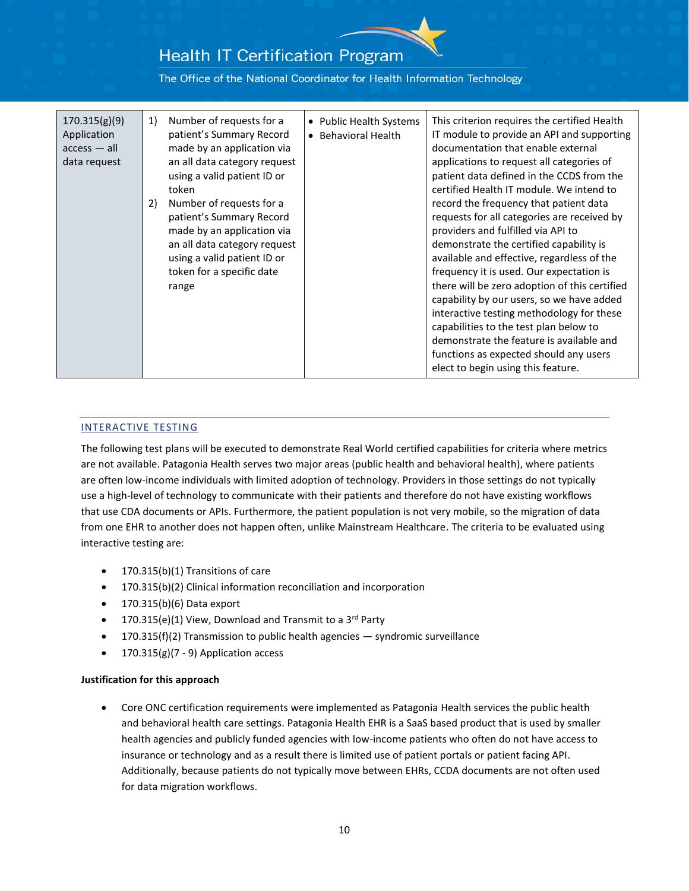| 170.315(g)(9) Application access — all data request | 1) Number of requests for a patient's Summary Record made by an application via an all data category request using a valid patient ID or token<br>2) Number of requests for a patient's Summary Record made by an application via an all data category request using a valid patient ID or token for a specific date range | • Public Health Systems<br>• Behavioral Health | This criterion requires the certified Health IT module to provide an API and supporting documentation that enable external applications to request all categories of patient data defined in the CCDS from the certified Health IT module. We intend to record the frequency that patient data requests for all categories are received by providers and fulfilled via API to demonstrate the certified capability is available and effective, regardless of the frequency it is used. Our expectation is there will be zero adoption of this certified capability by our users, so we have added interactive testing methodology for these capabilities to the test plan below to demonstrate the feature is available and functions as expected should any users elect to begin using this feature. |
|---|---|---|---|

## INTERACTIVE TESTING

The following test plans will be executed to demonstrate Real World certified capabilities for criteria where metrics are not available. Patagonia Health serves two major areas (public health and behavioral health), where patients are often low-income individuals with limited adoption of technology. Providers in those settings do not typically use a high-level of technology to communicate with their patients and therefore do not have existing workflows that use CDA documents or APIs. Furthermore, the patient population is not very mobile, so the migration of data from one EHR to another does not happen often, unlike Mainstream Healthcare. The criteria to be evaluated using interactive testing are:

- 170.315(b)(1) Transitions of care
- 170.315(b)(2) Clinical information reconciliation and incorporation
- 170.315(b)(6) Data export
- 170.315(e)(1) View, Download and Transmit to a 3rd Party
- 170.315(f)(2) Transmission to public health agencies — syndromic surveillance
- 170.315(g)(7 - 9) Application access

**Justification for this approach**

- Core ONC certification requirements were implemented as Patagonia Health services the public health and behavioral health care settings. Patagonia Health EHR is a SaaS based product that is used by smaller health agencies and publicly funded agencies with low-income patients who often do not have access to insurance or technology and as a result there is limited use of patient portals or patient facing API. Additionally, because patients do not typically move between EHRs, CCDA documents are not often used for data migration workflows.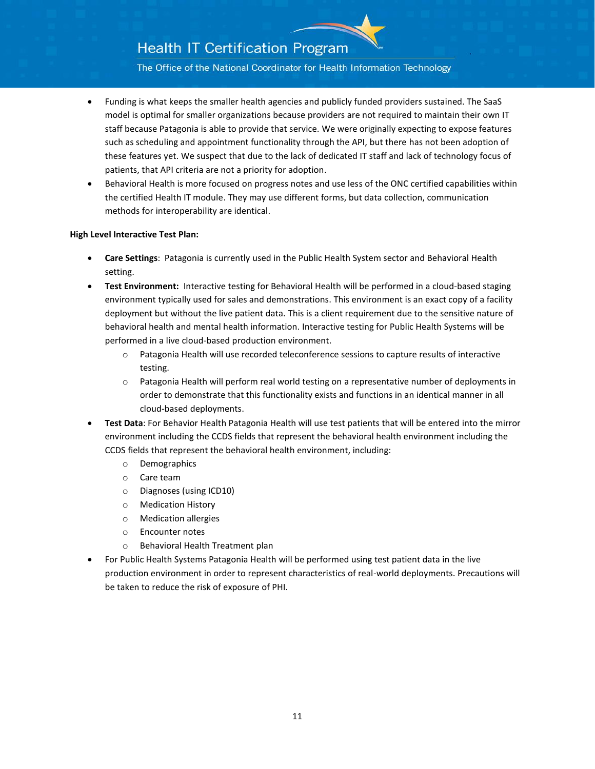- Funding is what keeps the smaller health agencies and publicly funded providers sustained. The SaaS model is optimal for smaller organizations because providers are not required to maintain their own IT staff because Patagonia is able to provide that service. We were originally expecting to expose features such as scheduling and appointment functionality through the API, but there has not been adoption of these features yet. We suspect that due to the lack of dedicated IT staff and lack of technology focus of patients, that API criteria are not a priority for adoption.
- Behavioral Health is more focused on progress notes and use less of the ONC certified capabilities within the certified Health IT module. They may use different forms, but data collection, communication methods for interoperability are identical.

**High Level Interactive Test Plan:**

- **Care Settings**: Patagonia is currently used in the Public Health System sector and Behavioral Health setting.
- **Test Environment:** Interactive testing for Behavioral Health will be performed in a cloud-based staging environment typically used for sales and demonstrations. This environment is an exact copy of a facility deployment but without the live patient data. This is a client requirement due to the sensitive nature of behavioral health and mental health information. Interactive testing for Public Health Systems will be performed in a live cloud-based production environment.
  - Patagonia Health will use recorded teleconference sessions to capture results of interactive testing.
  - Patagonia Health will perform real world testing on a representative number of deployments in order to demonstrate that this functionality exists and functions in an identical manner in all cloud-based deployments.
- **Test Data**: For Behavior Health Patagonia Health will use test patients that will be entered into the mirror environment including the CCDS fields that represent the behavioral health environment including the CCDS fields that represent the behavioral health environment, including:
  - Demographics
  - Care team
  - Diagnoses (using ICD10)
  - Medication History
  - Medication allergies
  - Encounter notes
  - Behavioral Health Treatment plan
- For Public Health Systems Patagonia Health will be performed using test patient data in the live production environment in order to represent characteristics of real-world deployments. Precautions will be taken to reduce the risk of exposure of PHI.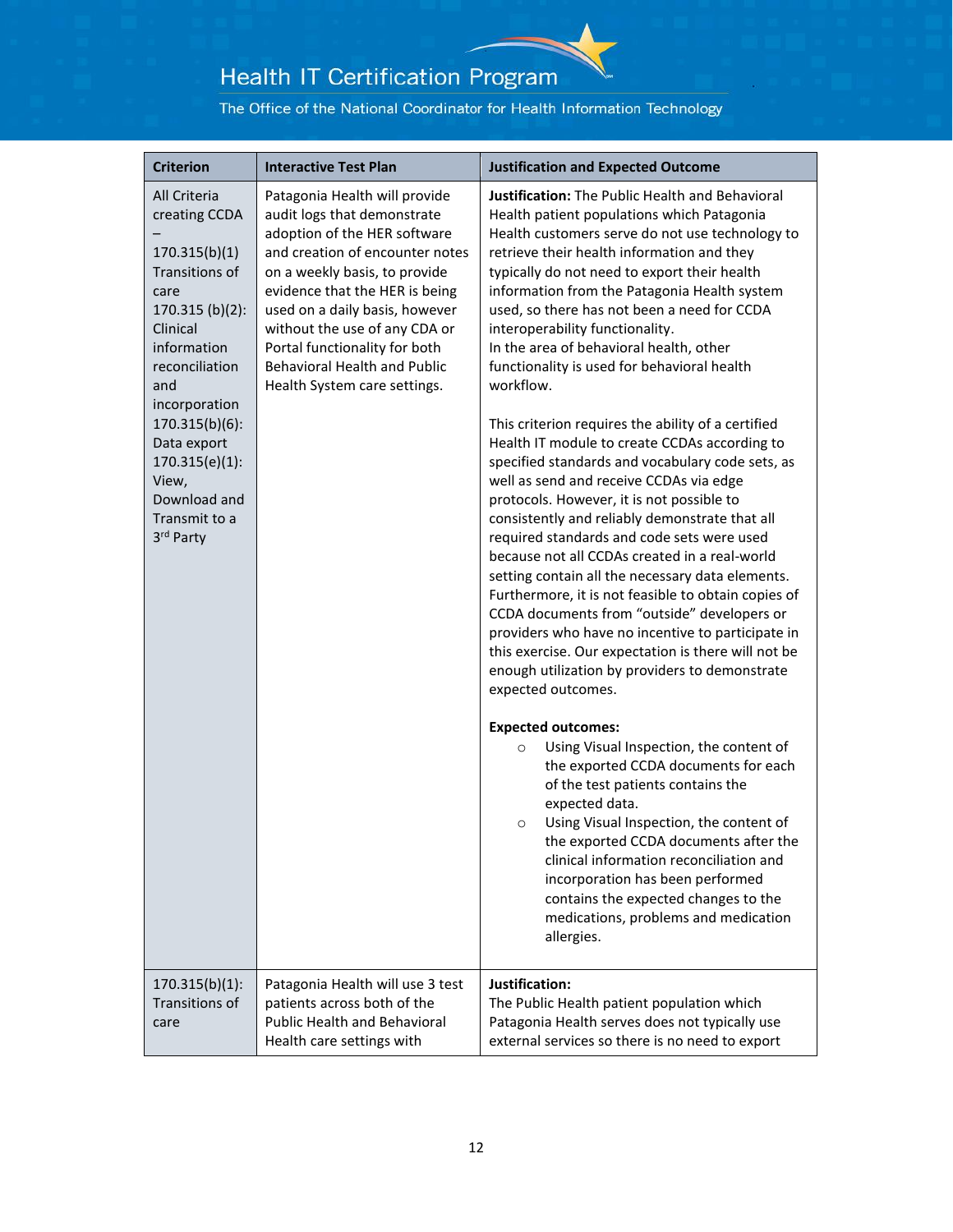| Criterion | Interactive Test Plan | Justification and Expected Outcome |
|---|---|---|
| All Criteria creating CCDA – 170.315(b)(1) Transitions of care 170.315 (b)(2): Clinical information reconciliation and incorporation 170.315(b)(6): Data export 170.315(e)(1): View, Download and Transmit to a 3rd Party | Patagonia Health will provide audit logs that demonstrate adoption of the HER software and creation of encounter notes on a weekly basis, to provide evidence that the HER is being used on a daily basis, however without the use of any CDA or Portal functionality for both Behavioral Health and Public Health System care settings. | **Justification:** The Public Health and Behavioral Health patient populations which Patagonia Health customers serve do not use technology to retrieve their health information and they typically do not need to export their health information from the Patagonia Health system used, so there has not been a need for CCDA interoperability functionality.<br>In the area of behavioral health, other functionality is used for behavioral health workflow.<br><br>This criterion requires the ability of a certified Health IT module to create CCDAs according to specified standards and vocabulary code sets, as well as send and receive CCDAs via edge protocols. However, it is not possible to consistently and reliably demonstrate that all required standards and code sets were used because not all CCDAs created in a real-world setting contain all the necessary data elements. Furthermore, it is not feasible to obtain copies of CCDA documents from "outside" developers or providers who have no incentive to participate in this exercise. Our expectation is there will not be enough utilization by providers to demonstrate expected outcomes.<br><br>**Expected outcomes:**<br>○ Using Visual Inspection, the content of the exported CCDA documents for each of the test patients contains the expected data.<br>○ Using Visual Inspection, the content of the exported CCDA documents after the clinical information reconciliation and incorporation has been performed contains the expected changes to the medications, problems and medication allergies. |
| 170.315(b)(1): Transitions of care | Patagonia Health will use 3 test patients across both of the Public Health and Behavioral Health care settings with | **Justification:**<br>The Public Health patient population which Patagonia Health serves does not typically use external services so there is no need to export |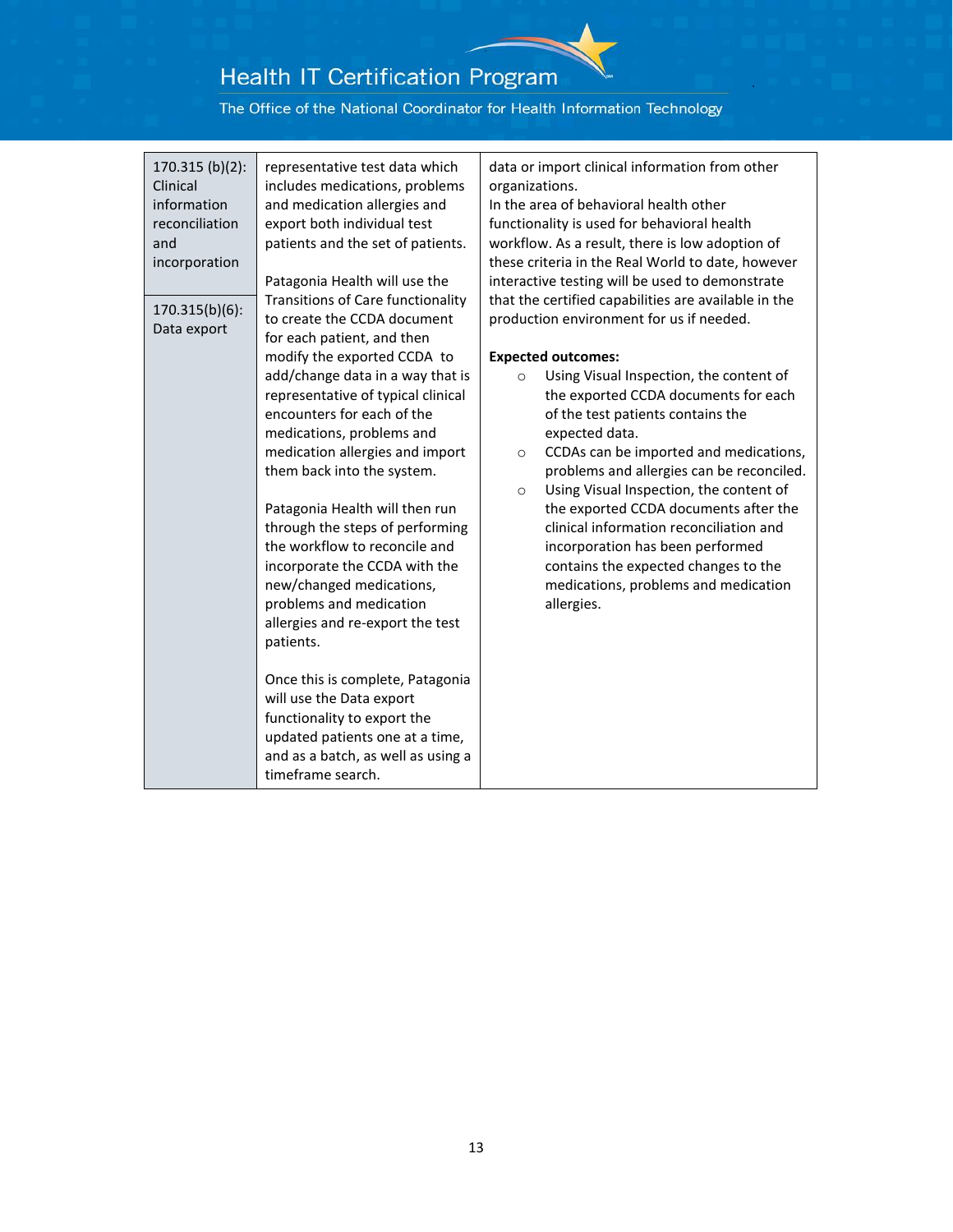| | | |
|---|---|---|
| 170.315 (b)(2): Clinical information reconciliation and incorporation<br><br>170.315(b)(6): Data export | representative test data which includes medications, problems and medication allergies and export both individual test patients and the set of patients.<br><br>Patagonia Health will use the Transitions of Care functionality to create the CCDA document for each patient, and then modify the exported CCDA to add/change data in a way that is representative of typical clinical encounters for each of the medications, problems and medication allergies and import them back into the system.<br><br>Patagonia Health will then run through the steps of performing the workflow to reconcile and incorporate the CCDA with the new/changed medications, problems and medication allergies and re-export the test patients.<br><br>Once this is complete, Patagonia will use the Data export functionality to export the updated patients one at a time, and as a batch, as well as using a timeframe search. | data or import clinical information from other organizations.<br>In the area of behavioral health other functionality is used for behavioral health workflow. As a result, there is low adoption of these criteria in the Real World to date, however interactive testing will be used to demonstrate that the certified capabilities are available in the production environment for us if needed.<br><br>**Expected outcomes:**<br>○ Using Visual Inspection, the content of the exported CCDA documents for each of the test patients contains the expected data.<br>○ CCDAs can be imported and medications, problems and allergies can be reconciled.<br>○ Using Visual Inspection, the content of the exported CCDA documents after the clinical information reconciliation and incorporation has been performed contains the expected changes to the medications, problems and medication allergies. |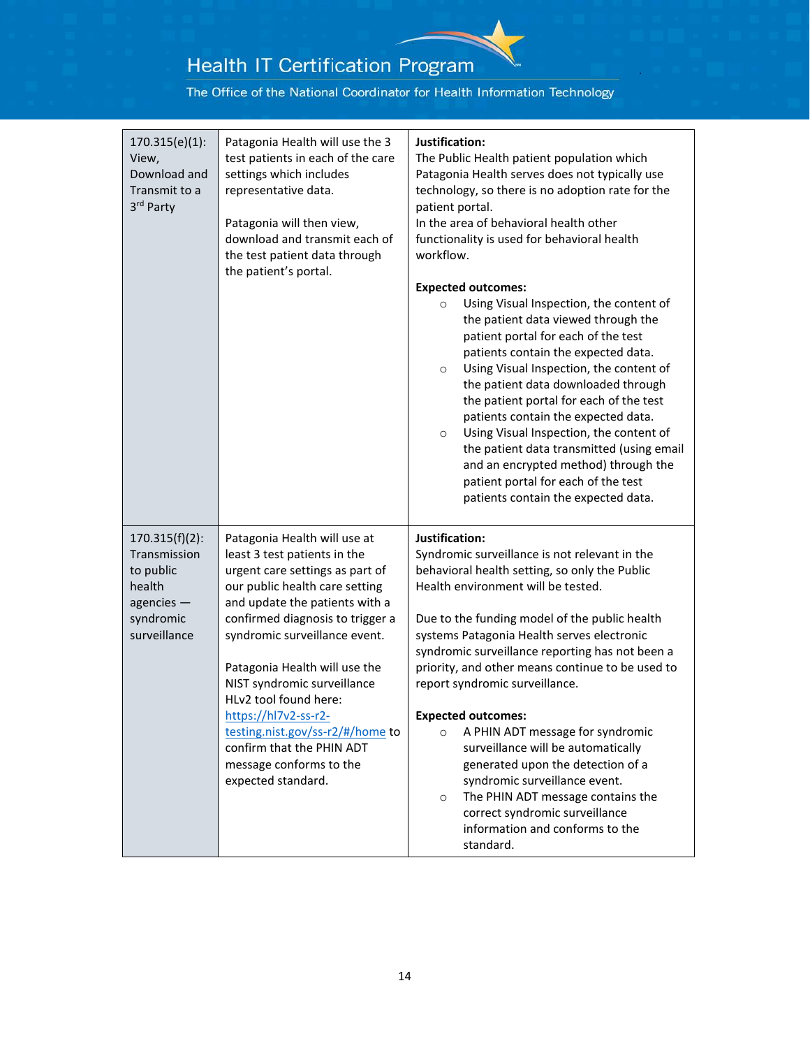| | | |
|---|---|---|
| 170.315(e)(1): View, Download and Transmit to a 3rd Party | Patagonia Health will use the 3 test patients in each of the care settings which includes representative data.<br><br>Patagonia will then view, download and transmit each of the test patient data through the patient's portal. | **Justification:**<br>The Public Health patient population which Patagonia Health serves does not typically use technology, so there is no adoption rate for the patient portal.<br>In the area of behavioral health other functionality is used for behavioral health workflow.<br><br>**Expected outcomes:**<br>○ Using Visual Inspection, the content of the patient data viewed through the patient portal for each of the test patients contain the expected data.<br>○ Using Visual Inspection, the content of the patient data downloaded through the patient portal for each of the test patients contain the expected data.<br>○ Using Visual Inspection, the content of the patient data transmitted (using email and an encrypted method) through the patient portal for each of the test patients contain the expected data. |
| 170.315(f)(2): Transmission to public health agencies — syndromic surveillance | Patagonia Health will use at least 3 test patients in the urgent care settings as part of our public health care setting and update the patients with a confirmed diagnosis to trigger a syndromic surveillance event.<br><br>Patagonia Health will use the NIST syndromic surveillance HLv2 tool found here: [https://hl7v2-ss-r2-testing.nist.gov/ss-r2/#/home](https://hl7v2-ss-r2-testing.nist.gov/ss-r2/#/home) to confirm that the PHIN ADT message conforms to the expected standard. | **Justification:**<br>Syndromic surveillance is not relevant in the behavioral health setting, so only the Public Health environment will be tested.<br><br>Due to the funding model of the public health systems Patagonia Health serves electronic syndromic surveillance reporting has not been a priority, and other means continue to be used to report syndromic surveillance.<br><br>**Expected outcomes:**<br>○ A PHIN ADT message for syndromic surveillance will be automatically generated upon the detection of a syndromic surveillance event.<br>○ The PHIN ADT message contains the correct syndromic surveillance information and conforms to the standard. |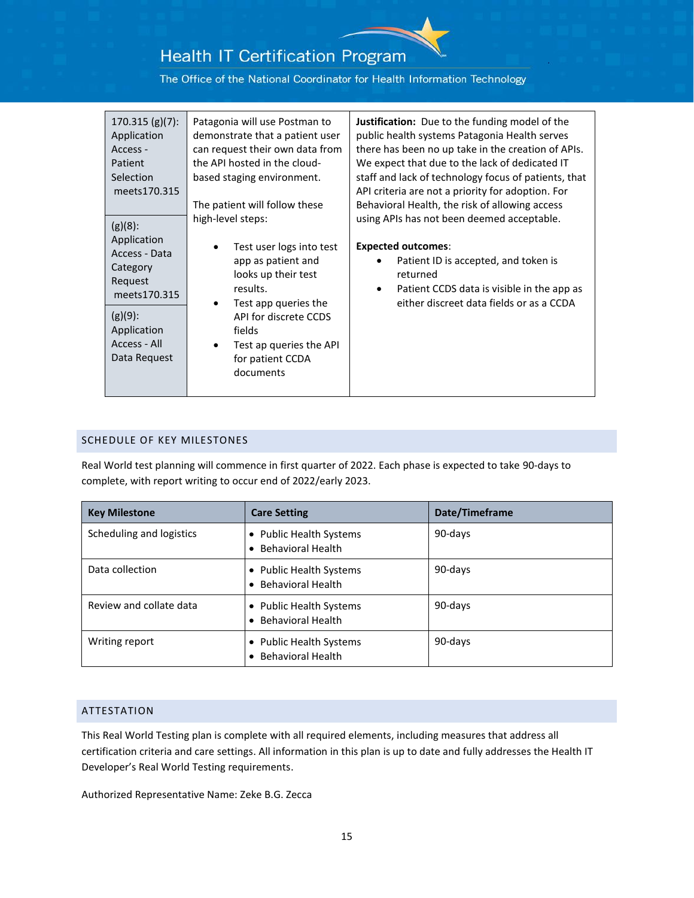| | | |
|---|---|---|
| 170.315 (g)(7): Application Access - Patient Selection meets170.315<br><br>(g)(8): Application Access - Data Category Request meets170.315<br><br>(g)(9): Application Access - All Data Request | Patagonia will use Postman to demonstrate that a patient user can request their own data from the API hosted in the cloud-based staging environment.<br><br>The patient will follow these high-level steps:<br><br>• Test user logs into test app as patient and looks up their test results.<br>• Test app queries the API for discrete CCDS fields<br>• Test ap queries the API for patient CCDA documents | **Justification:** Due to the funding model of the public health systems Patagonia Health serves there has been no up take in the creation of APIs. We expect that due to the lack of dedicated IT staff and lack of technology focus of patients, that API criteria are not a priority for adoption. For Behavioral Health, the risk of allowing access using APIs has not been deemed acceptable.<br><br>**Expected outcomes**:<br>• Patient ID is accepted, and token is returned<br>• Patient CCDS data is visible in the app as either discreet data fields or as a CCDA |

## SCHEDULE OF KEY MILESTONES

Real World test planning will commence in first quarter of 2022. Each phase is expected to take 90-days to complete, with report writing to occur end of 2022/early 2023.

| Key Milestone | Care Setting | Date/Timeframe |
|---|---|---|
| Scheduling and logistics | • Public Health Systems<br>• Behavioral Health | 90-days |
| Data collection | • Public Health Systems<br>• Behavioral Health | 90-days |
| Review and collate data | • Public Health Systems<br>• Behavioral Health | 90-days |
| Writing report | • Public Health Systems<br>• Behavioral Health | 90-days |

## ATTESTATION

This Real World Testing plan is complete with all required elements, including measures that address all certification criteria and care settings. All information in this plan is up to date and fully addresses the Health IT Developer's Real World Testing requirements.

Authorized Representative Name: Zeke B.G. Zecca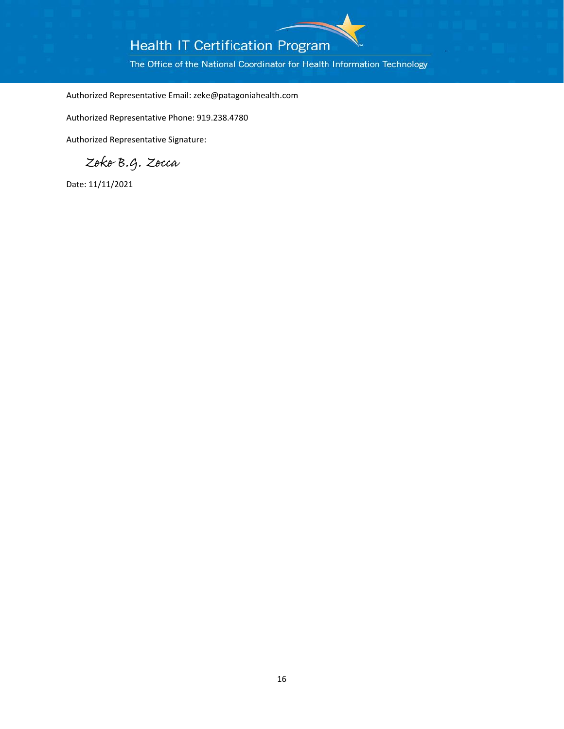Authorized Representative Email: zeke@patagoniahealth.com

Authorized Representative Phone: 919.238.4780

Authorized Representative Signature:

*Zeke B.G. Zocca*

Date: 11/11/2021